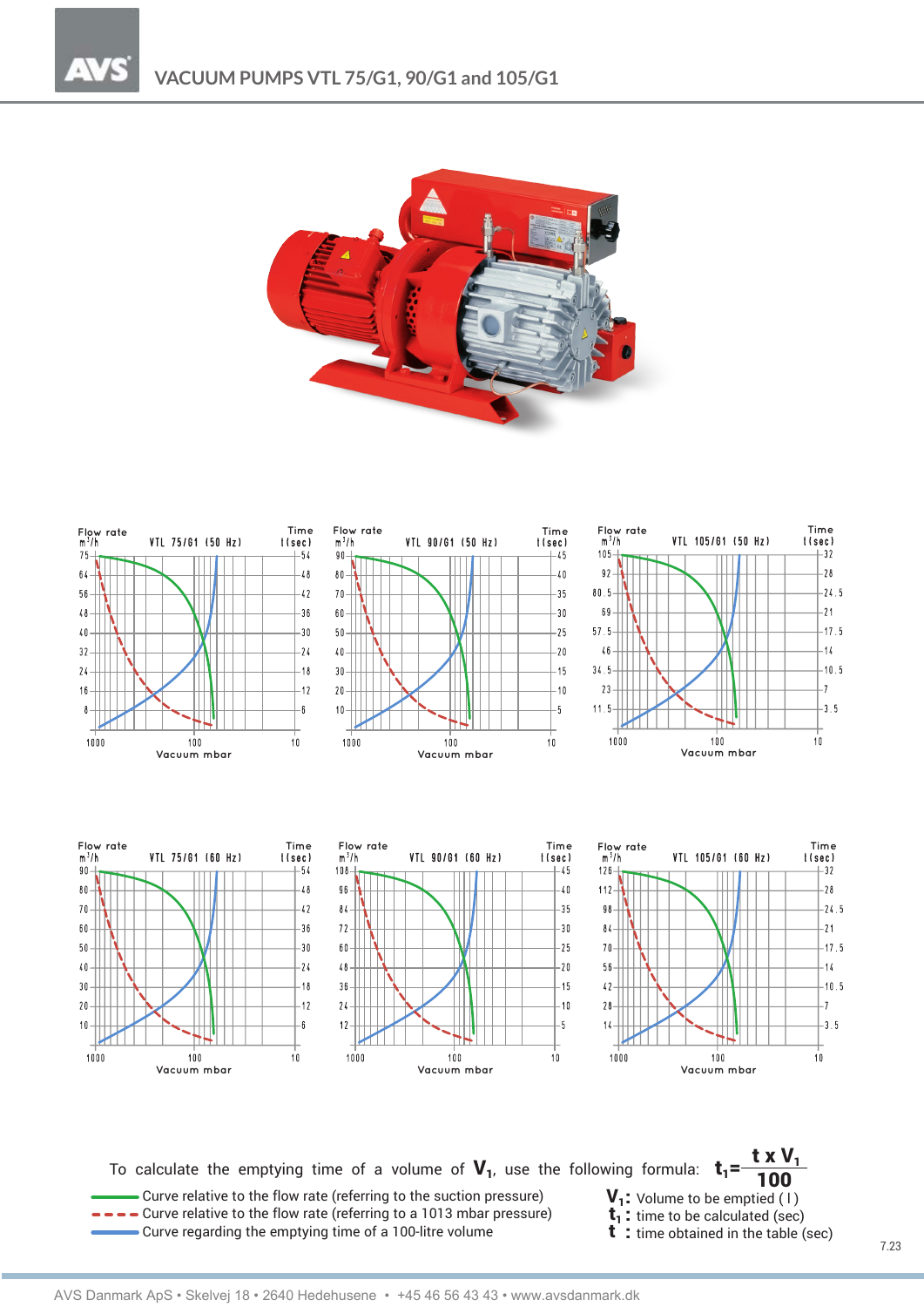# VACUUM PUMPS VTL 75/G1, 90/G1 and 105/G1

To calculate the emptying time of a volume of $V_1$, use the following formula: $t_1 = \frac{t \times V_1}{100}$

- Curve relative to the flow rate (referring to the suction pressure)
- Curve relative to the flow rate (referring to a 1013 mbar pressure)
- Curve regarding the emptying time of a 100-litre volume

$V_1$: Volume to be emptied ( l )
$t_1$ : time to be calculated (sec)
$t$ : time obtained in the table (sec)

7.23

AVS Danmark ApS • Skelvej 18 • 2640 Hedehusene • +45 46 56 43 43 • www.avsdanmark.dk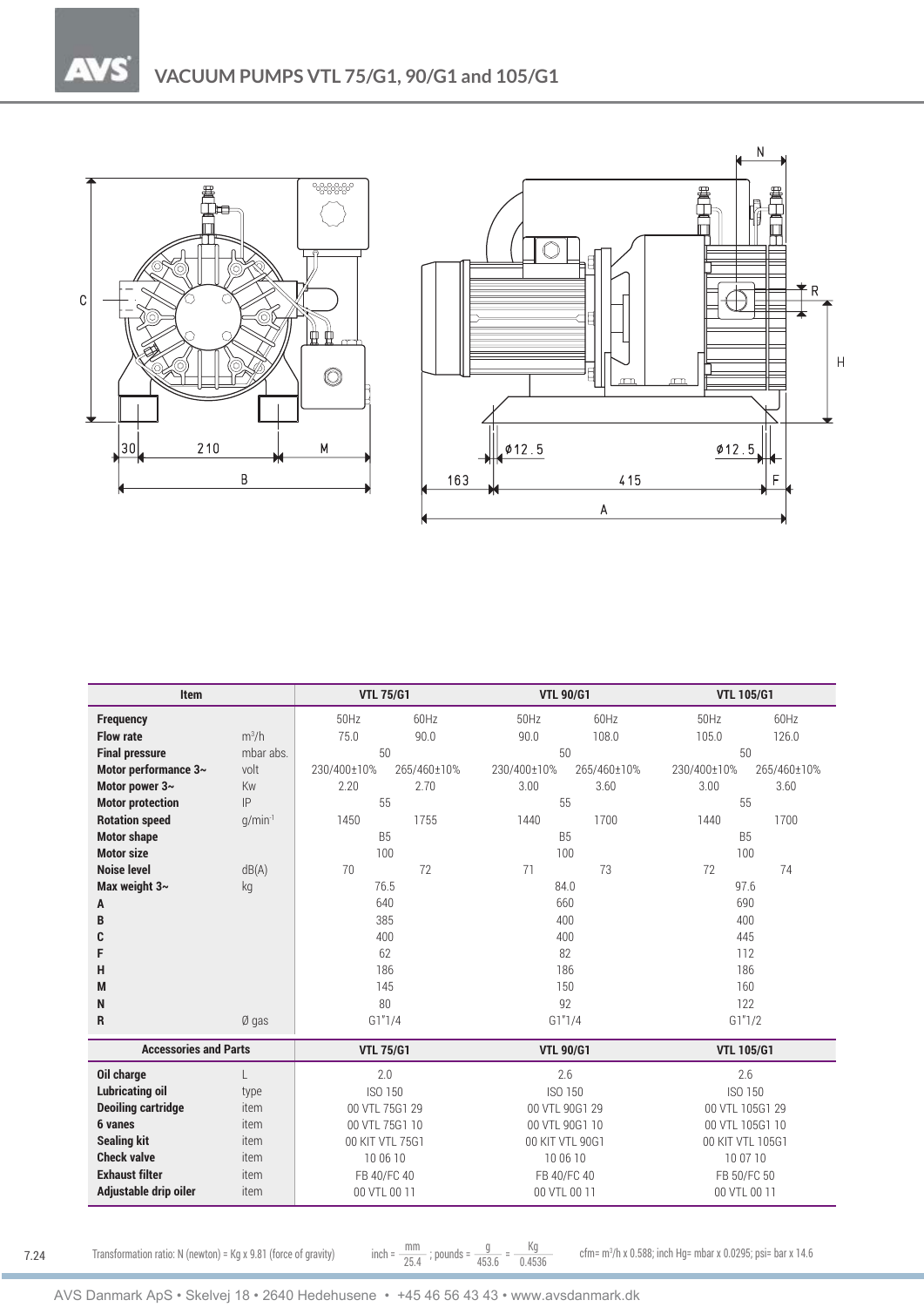# VACUUM PUMPS VTL 75/G1, 90/G1 and 105/G1

30
210
M
B
C
N
R
H
Ø12.5
Ø12.5
163
415
F
A

| Item | | VTL 75/G1 | | VTL 90/G1 | | VTL 105/G1 | |
|---|---|---|---|---|---|---|---|
| **Frequency** | | 50Hz | 60Hz | 50Hz | 60Hz | 50Hz | 60Hz |
| **Flow rate** | m³/h | 75.0 | 90.0 | 90.0 | 108.0 | 105.0 | 126.0 |
| **Final pressure** | mbar abs. | 50 | | 50 | | 50 | |
| **Motor performance 3~** | volt | 230/400±10% | 265/460±10% | 230/400±10% | 265/460±10% | 230/400±10% | 265/460±10% |
| **Motor power 3~** | Kw | 2.20 | 2.70 | 3.00 | 3.60 | 3.00 | 3.60 |
| **Motor protection** | IP | 55 | | 55 | | 55 | |
| **Rotation speed** | $g/min^{-1}$ | 1450 | 1755 | 1440 | 1700 | 1440 | 1700 |
| **Motor shape** | | B5 | | B5 | | B5 | |
| **Motor size** | | 100 | | 100 | | 100 | |
| **Noise level** | dB(A) | 70 | 72 | 71 | 73 | 72 | 74 |
| **Max weight 3~** | kg | 76.5 | | 84.0 | | 97.6 | |
| **A** | | 640 | | 660 | | 690 | |
| **B** | | 385 | | 400 | | 400 | |
| **C** | | 400 | | 400 | | 445 | |
| **F** | | 62 | | 82 | | 112 | |
| **H** | | 186 | | 186 | | 186 | |
| **M** | | 145 | | 150 | | 160 | |
| **N** | | 80 | | 92 | | 122 | |
| **R** | Ø gas | G1"1/4 | | G1"1/4 | | G1"1/2 | |

| Accessories and Parts | | VTL 75/G1 | VTL 90/G1 | VTL 105/G1 |
|---|---|---|---|---|
| **Oil charge** | L | 2.0 | 2.6 | 2.6 |
| **Lubricating oil** | type | ISO 150 | ISO 150 | ISO 150 |
| **Deoiling cartridge** | item | 00 VTL 75G1 29 | 00 VTL 90G1 29 | 00 VTL 105G1 29 |
| **6 vanes** | item | 00 VTL 75G1 10 | 00 VTL 90G1 10 | 00 VTL 105G1 10 |
| **Sealing kit** | item | 00 KIT VTL 75G1 | 00 KIT VTL 90G1 | 00 KIT VTL 105G1 |
| **Check valve** | item | 10 06 10 | 10 06 10 | 10 07 10 |
| **Exhaust filter** | item | FB 40/FC 40 | FB 40/FC 40 | FB 50/FC 50 |
| **Adjustable drip oiler** | item | 00 VTL 00 11 | 00 VTL 00 11 | 00 VTL 00 11 |

Transformation ratio: N (newton) = Kg x 9.81 (force of gravity)

inch = $\frac{mm}{25.4}$ ; pounds = $\frac{g}{453.6}$ = $\frac{Kg}{0.4536}$

cfm= m³/h x 0.588; inch Hg= mbar x 0.0295; psi= bar x 14.6

AVS Danmark ApS • Skelvej 18 • 2640 Hedehusene • +45 46 56 43 43 • www.avsdanmark.dk